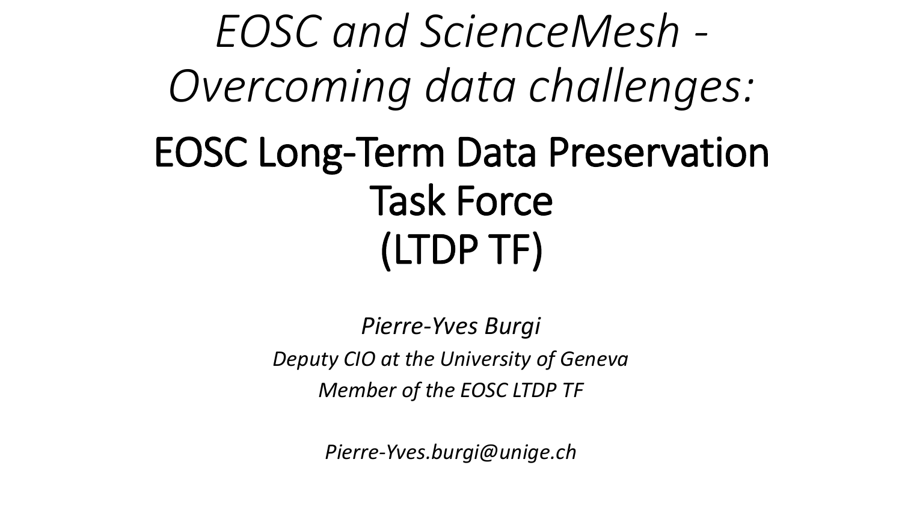*EOSC and ScienceMesh - Overcoming data challenges:*

# EOSC Long-Term Data Preservation Task Force (LTDP TF)

*Pierre-Yves Burgi*

*Deputy CIO at the University of Geneva*

*Member of the EOSC LTDP TF*

*Pierre-Yves.burgi@unige.ch*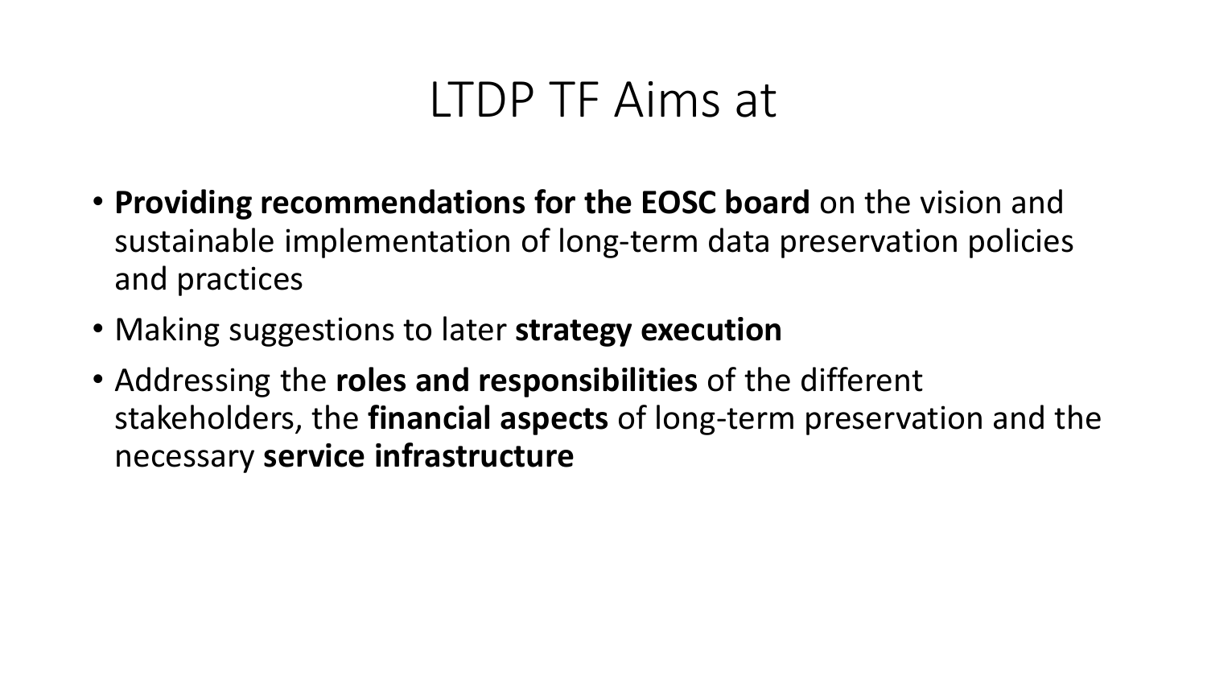# LTDP TF Aims at

- **Providing recommendations for the EOSC board** on the vision and sustainable implementation of long-term data preservation policies and practices
- Making suggestions to later **strategy execution**
- Addressing the **roles and responsibilities** of the different stakeholders, the **financial aspects** of long-term preservation and the necessary **service infrastructure**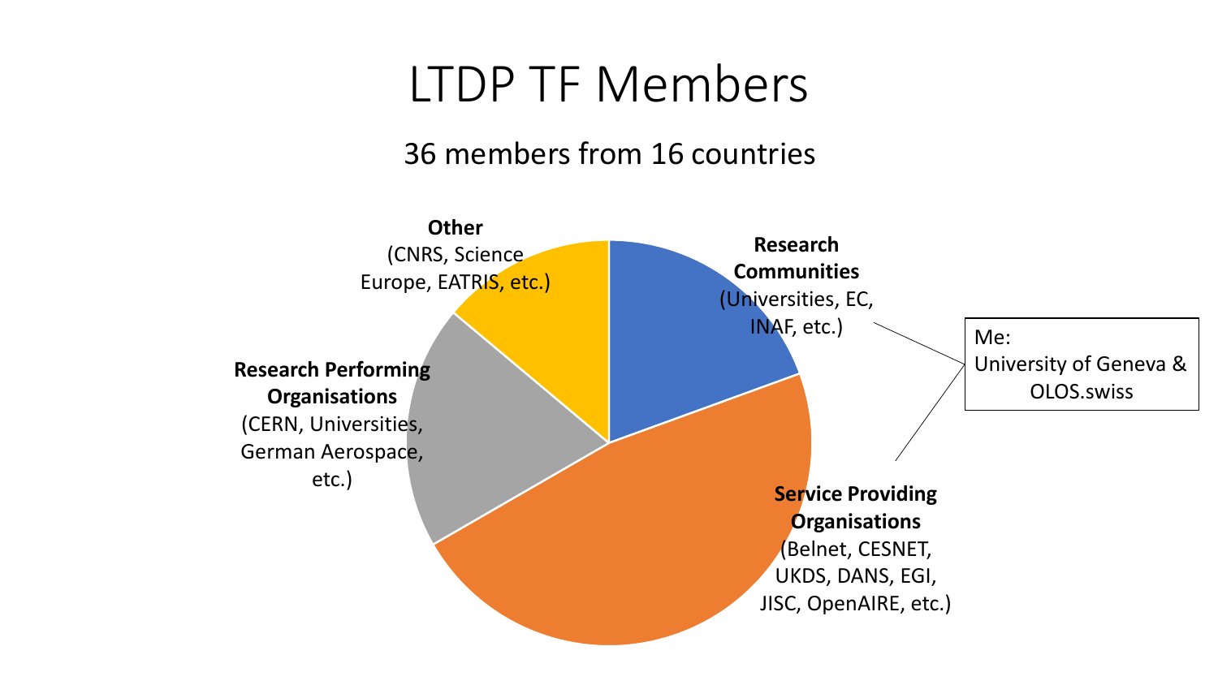# LTDP TF Members

36 members from 16 countries

**Research Communities**
(Universities, EC, INAF, etc.)

**Service Providing Organisations**
(Belnet, CESNET, UKDS, DANS, EGI, JISC, OpenAIRE, etc.)

**Research Performing Organisations**
(CERN, Universities, German Aerospace, etc.)

**Other**
(CNRS, Science Europe, EATRIS, etc.)

Me:
University of Geneva & OLOS.swiss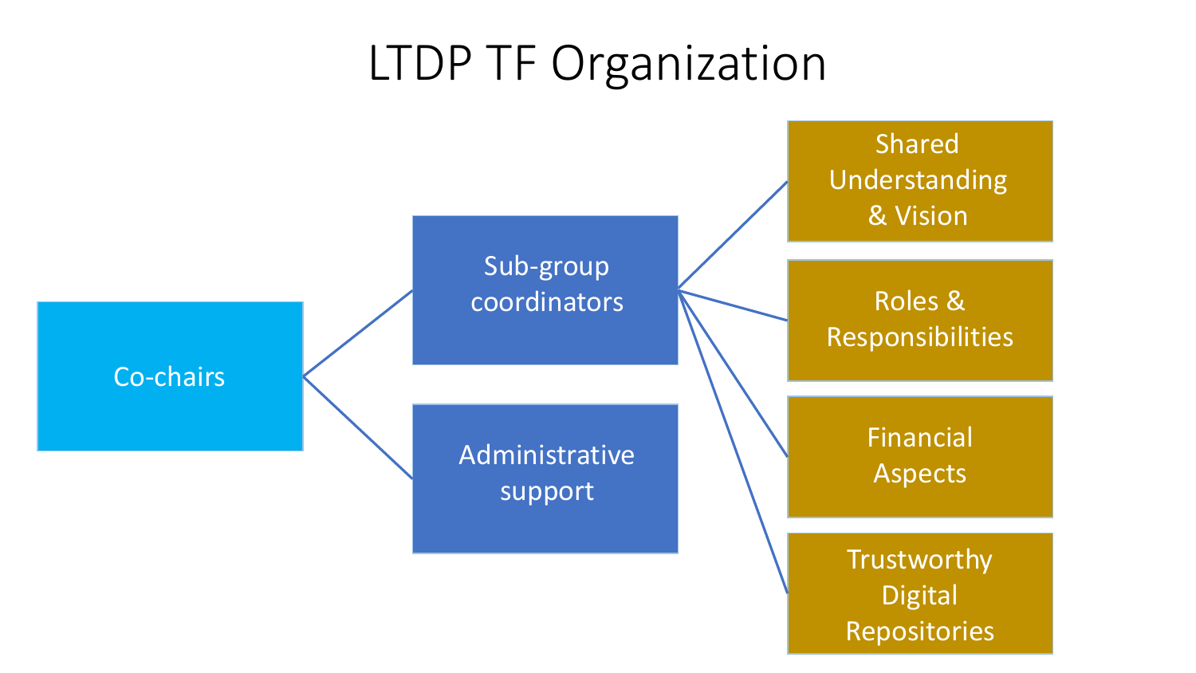# LTDP TF Organization

- Co-chairs
  - Sub-group coordinators
    - Shared Understanding & Vision
    - Roles & Responsibilities
    - Financial Aspects
    - Trustworthy Digital Repositories
  - Administrative support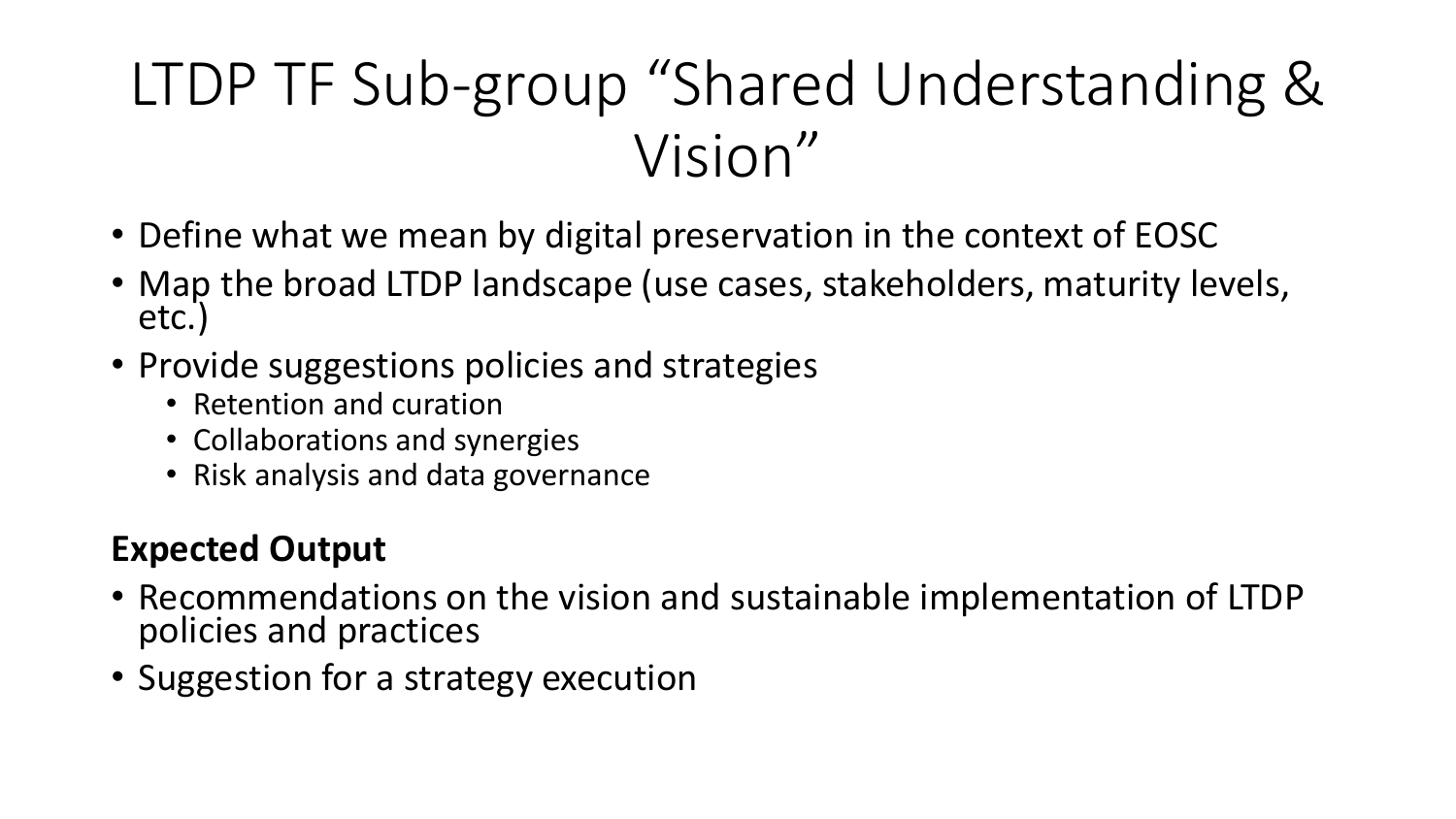# LTDP TF Sub-group “Shared Understanding & Vision”

- Define what we mean by digital preservation in the context of EOSC
- Map the broad LTDP landscape (use cases, stakeholders, maturity levels, etc.)
- Provide suggestions policies and strategies
  - Retention and curation
  - Collaborations and synergies
  - Risk analysis and data governance

**Expected Output**

- Recommendations on the vision and sustainable implementation of LTDP policies and practices
- Suggestion for a strategy execution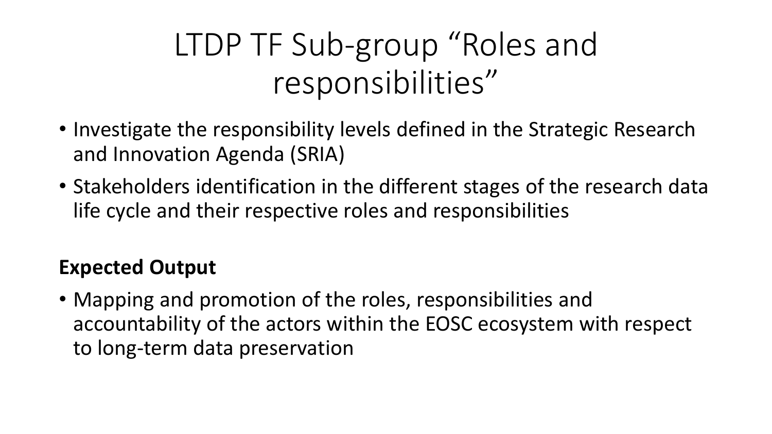# LTDP TF Sub-group “Roles and responsibilities”

- Investigate the responsibility levels defined in the Strategic Research and Innovation Agenda (SRIA)
- Stakeholders identification in the different stages of the research data life cycle and their respective roles and responsibilities

**Expected Output**

- Mapping and promotion of the roles, responsibilities and accountability of the actors within the EOSC ecosystem with respect to long-term data preservation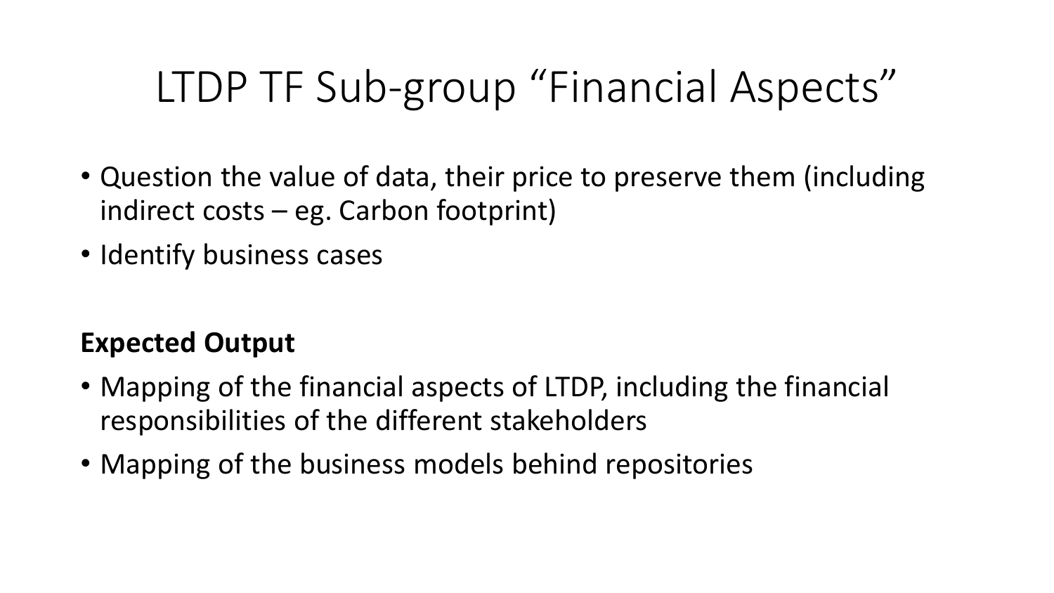# LTDP TF Sub-group “Financial Aspects”

- Question the value of data, their price to preserve them (including indirect costs – eg. Carbon footprint)
- Identify business cases

**Expected Output**

- Mapping of the financial aspects of LTDP, including the financial responsibilities of the different stakeholders
- Mapping of the business models behind repositories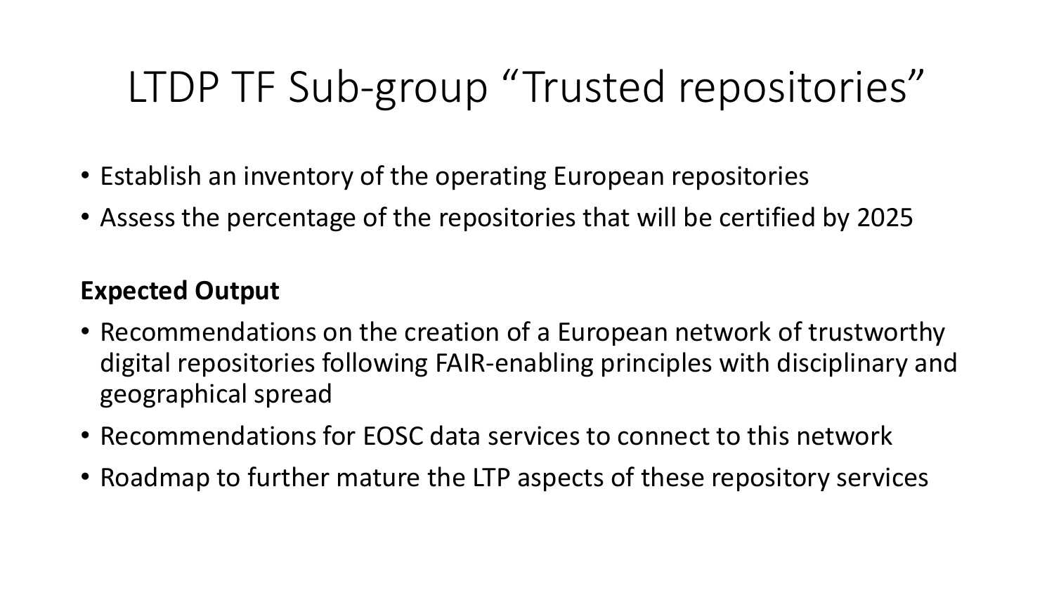# LTDP TF Sub-group "Trusted repositories"

- Establish an inventory of the operating European repositories
- Assess the percentage of the repositories that will be certified by 2025

**Expected Output**

- Recommendations on the creation of a European network of trustworthy digital repositories following FAIR-enabling principles with disciplinary and geographical spread
- Recommendations for EOSC data services to connect to this network
- Roadmap to further mature the LTP aspects of these repository services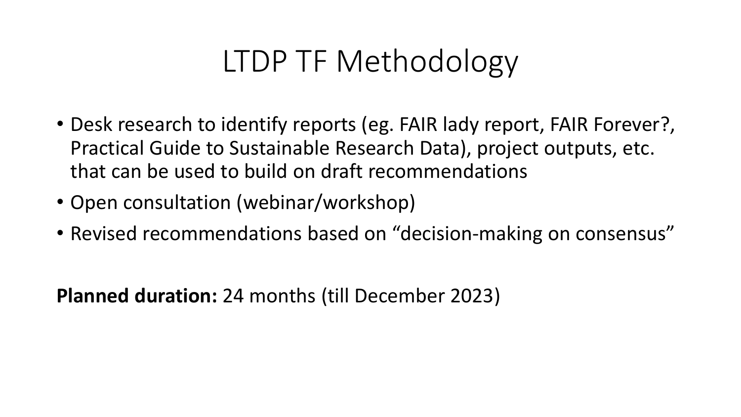# LTDP TF Methodology

- Desk research to identify reports (eg. FAIR lady report, FAIR Forever?, Practical Guide to Sustainable Research Data), project outputs, etc. that can be used to build on draft recommendations
- Open consultation (webinar/workshop)
- Revised recommendations based on “decision-making on consensus”

**Planned duration:** 24 months (till December 2023)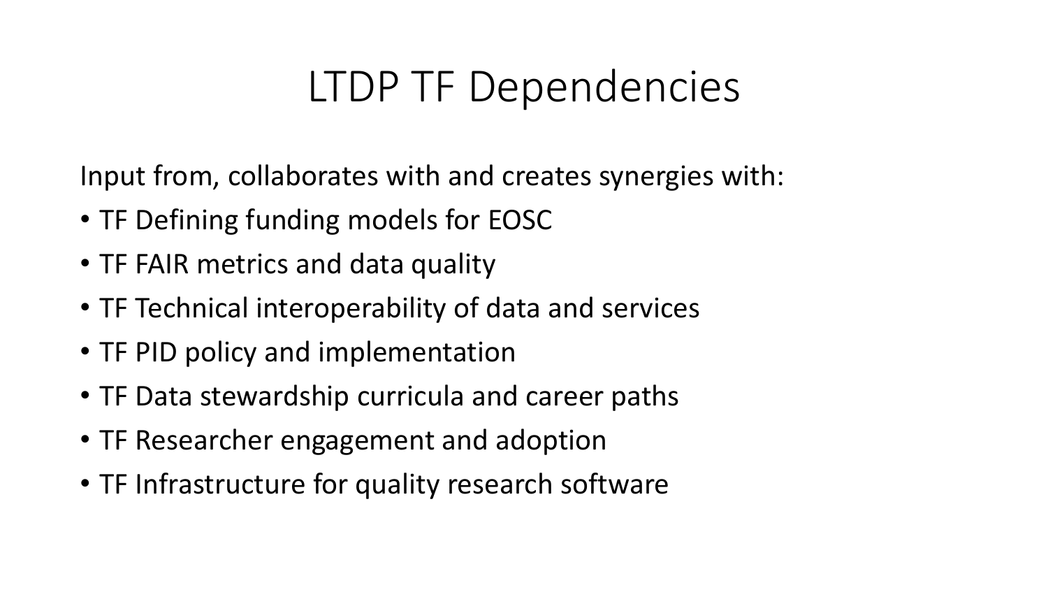# LTDP TF Dependencies

Input from, collaborates with and creates synergies with:

- TF Defining funding models for EOSC
- TF FAIR metrics and data quality
- TF Technical interoperability of data and services
- TF PID policy and implementation
- TF Data stewardship curricula and career paths
- TF Researcher engagement and adoption
- TF Infrastructure for quality research software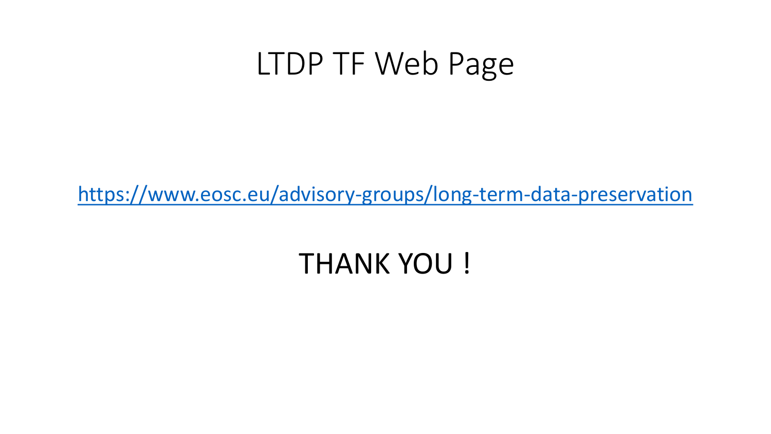# LTDP TF Web Page

https://www.eosc.eu/advisory-groups/long-term-data-preservation

THANK YOU !